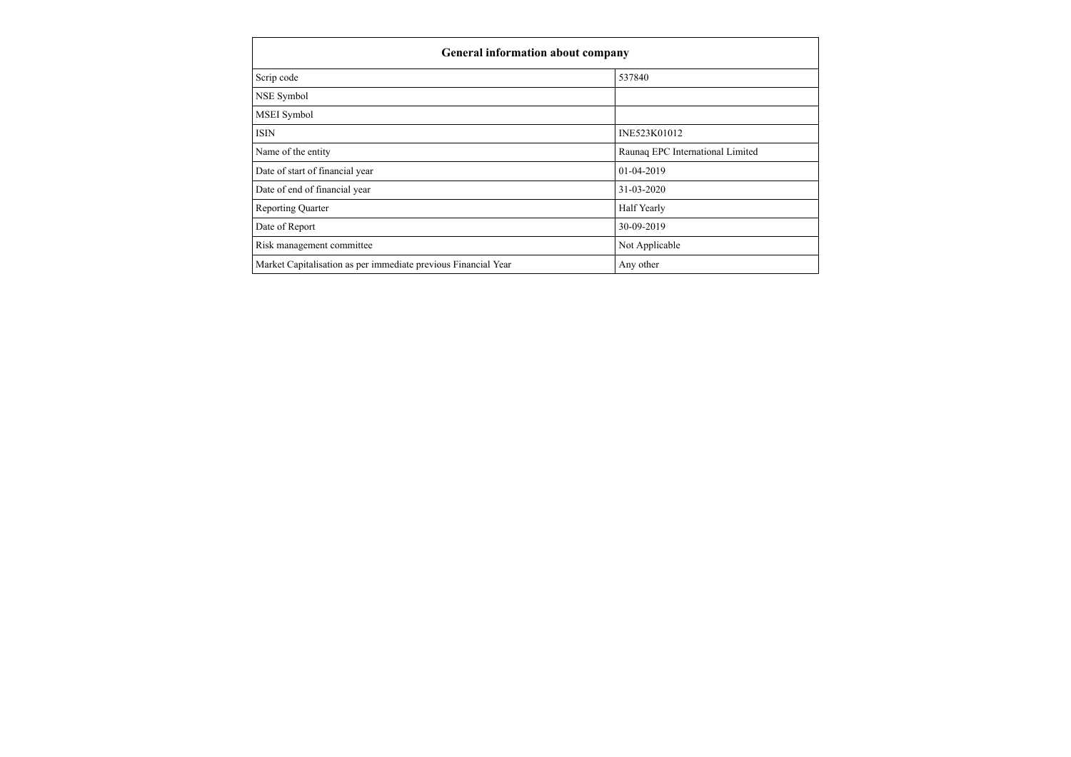| General information about company | |
|---|---|
| Scrip code | 537840 |
| NSE Symbol | |
| MSEI Symbol | |
| ISIN | INE523K01012 |
| Name of the entity | Raunaq EPC International Limited |
| Date of start of financial year | 01-04-2019 |
| Date of end of financial year | 31-03-2020 |
| Reporting Quarter | Half Yearly |
| Date of Report | 30-09-2019 |
| Risk management committee | Not Applicable |
| Market Capitalisation as per immediate previous Financial Year | Any other |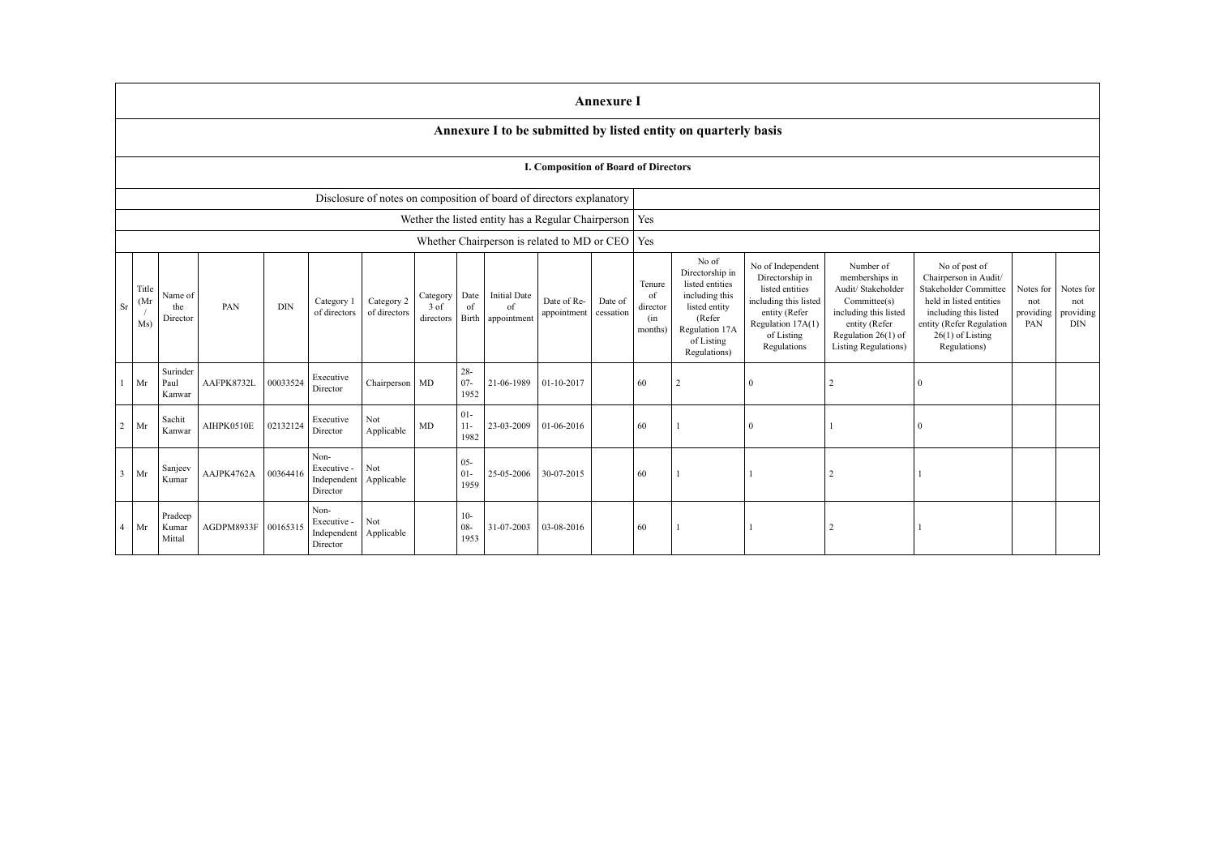# Annexure I

## Annexure I to be submitted by listed entity on quarterly basis

### I. Composition of Board of Directors

| Disclosure of notes on composition of board of directors explanatory | |
|---|---|
| Wether the listed entity has a Regular Chairperson | Yes |
| Whether Chairperson is related to MD or CEO | Yes |

| Sr | Title (Mr / Ms) | Name of the Director | PAN | DIN | Category 1 of directors | Category 2 of directors | Category 3 of directors | Date of Birth | Initial Date of appointment | Date of Re-appointment | Date of cessation | Tenure of director (in months) | No of Directorship in listed entities including this listed entity (Refer Regulation 17A of Listing Regulations) | No of Independent Directorship in listed entities including this listed entity (Refer Regulation 17A(1) of Listing Regulations | Number of memberships in Audit/ Stakeholder Committee(s) including this listed entity (Refer Regulation 26(1) of Listing Regulations) | No of post of Chairperson in Audit/ Stakeholder Committee held in listed entities including this listed entity (Refer Regulation 26(1) of Listing Regulations) | Notes for not providing PAN | Notes for not providing DIN |
|---|---|---|---|---|---|---|---|---|---|---|---|---|---|---|---|---|---|---|
| 1 | Mr | Surinder Paul Kanwar | AAFPK8732L | 00033524 | Executive Director | Chairperson | MD | 28-07-1952 | 21-06-1989 | 01-10-2017 | | 60 | 2 | 0 | 2 | 0 | | |
| 2 | Mr | Sachit Kanwar | AIHPK0510E | 02132124 | Executive Director | Not Applicable | MD | 01-11-1982 | 23-03-2009 | 01-06-2016 | | 60 | 1 | 0 | 1 | 0 | | |
| 3 | Mr | Sanjeev Kumar | AAJPK4762A | 00364416 | Non-Executive - Independent Director | Not Applicable | | 05-01-1959 | 25-05-2006 | 30-07-2015 | | 60 | 1 | 1 | 2 | 1 | | |
| 4 | Mr | Pradeep Kumar Mittal | AGDPM8933F | 00165315 | Non-Executive - Independent Director | Not Applicable | | 10-08-1953 | 31-07-2003 | 03-08-2016 | | 60 | 1 | 1 | 2 | 1 | | |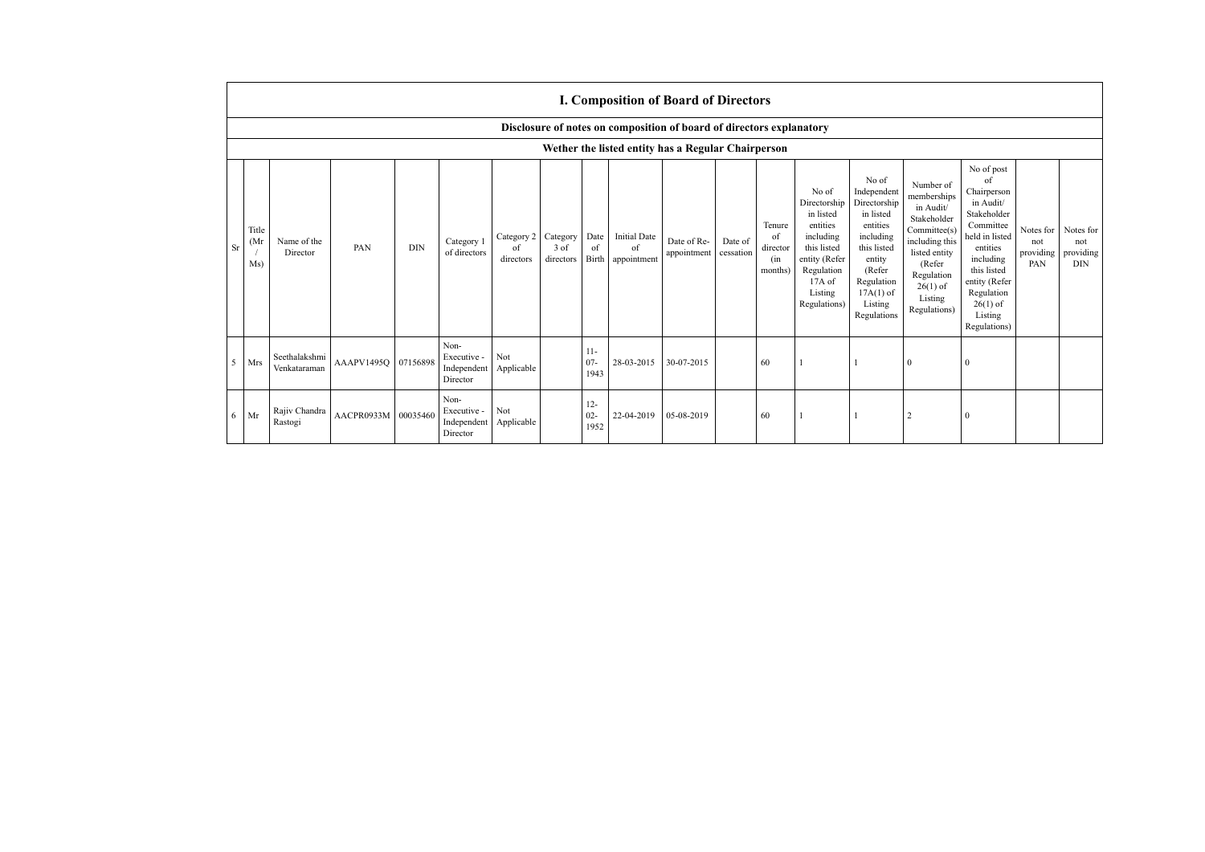# I. Composition of Board of Directors

## Disclosure of notes on composition of board of directors explanatory

### Wether the listed entity has a Regular Chairperson

| Sr | Title (Mr / Ms) | Name of the Director | PAN | DIN | Category 1 of directors | Category 2 of directors | Category 3 of directors | Date of Birth | Initial Date of appointment | Date of Re-appointment | Date of cessation | Tenure of director (in months) | No of Directorship in listed entities including this listed entity (Refer Regulation 17A of Listing Regulations) | No of Independent Directorship in listed entities including this listed entity (Refer Regulation 17A(1) of Listing Regulations | Number of memberships in Audit/ Stakeholder Committee(s) including this listed entity (Refer Regulation 26(1) of Listing Regulations) | No of post of Chairperson in Audit/ Stakeholder Committee held in listed entities including this listed entity (Refer Regulation 26(1) of Listing Regulations) | Notes for not providing PAN | Notes for not providing DIN |
|---|---|---|---|---|---|---|---|---|---|---|---|---|---|---|---|---|---|---|
| 5 | Mrs | Seethalakshmi Venkataraman | AAAPV1495Q | 07156898 | Non-Executive - Independent Director | Not Applicable | | 11-07-1943 | 28-03-2015 | 30-07-2015 | | 60 | 1 | 1 | 0 | 0 | | |
| 6 | Mr | Rajiv Chandra Rastogi | AACPR0933M | 00035460 | Non-Executive - Independent Director | Not Applicable | | 12-02-1952 | 22-04-2019 | 05-08-2019 | | 60 | 1 | 1 | 2 | 0 | | |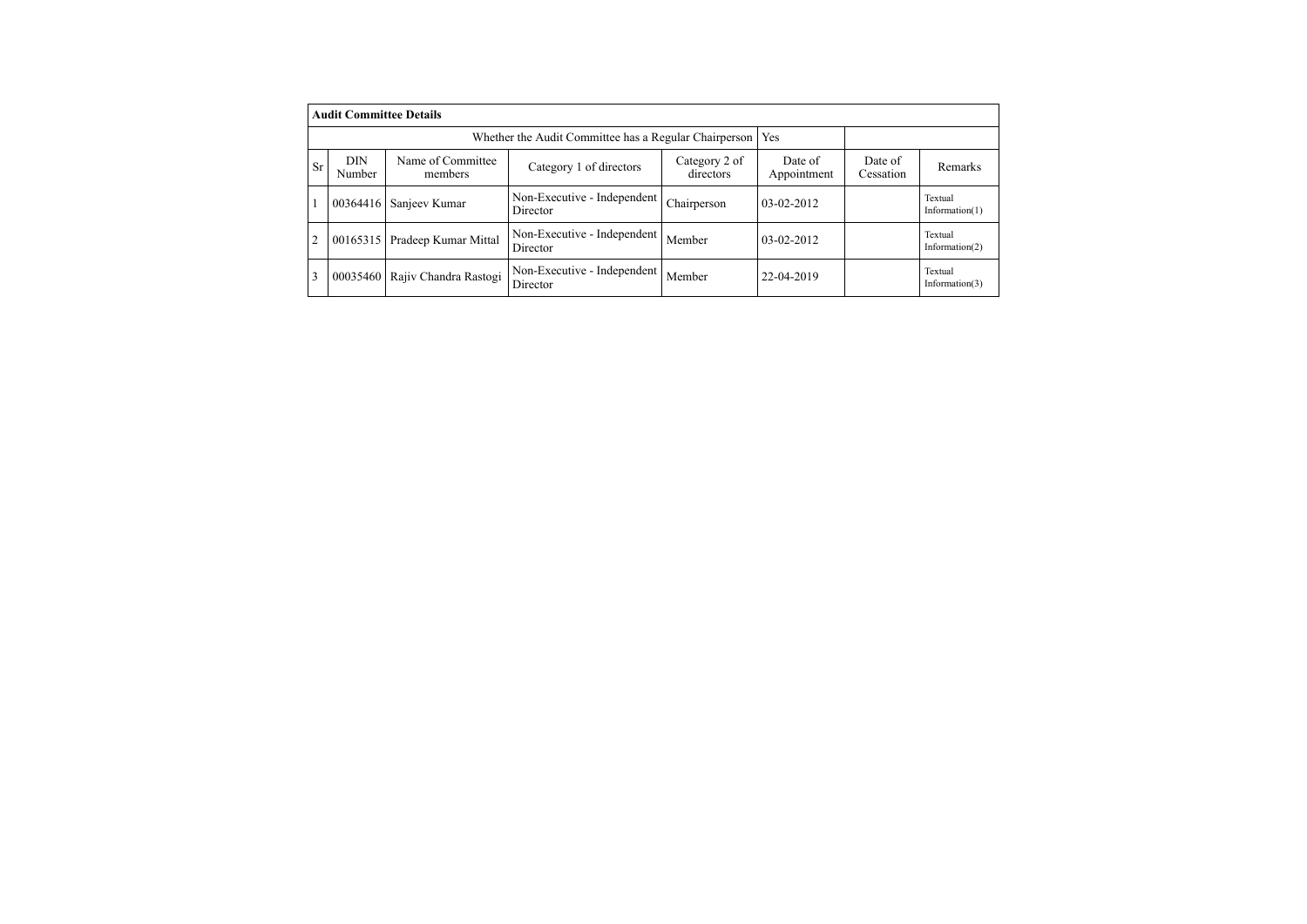| Audit Committee Details | | | | | | | |
|---|---|---|---|---|---|---|---|
| Whether the Audit Committee has a Regular Chairperson | | | | | Yes | | |
| Sr | DIN Number | Name of Committee members | Category 1 of directors | Category 2 of directors | Date of Appointment | Date of Cessation | Remarks |
| 1 | 00364416 | Sanjeev Kumar | Non-Executive - Independent Director | Chairperson | 03-02-2012 | | Textual Information(1) |
| 2 | 00165315 | Pradeep Kumar Mittal | Non-Executive - Independent Director | Member | 03-02-2012 | | Textual Information(2) |
| 3 | 00035460 | Rajiv Chandra Rastogi | Non-Executive - Independent Director | Member | 22-04-2019 | | Textual Information(3) |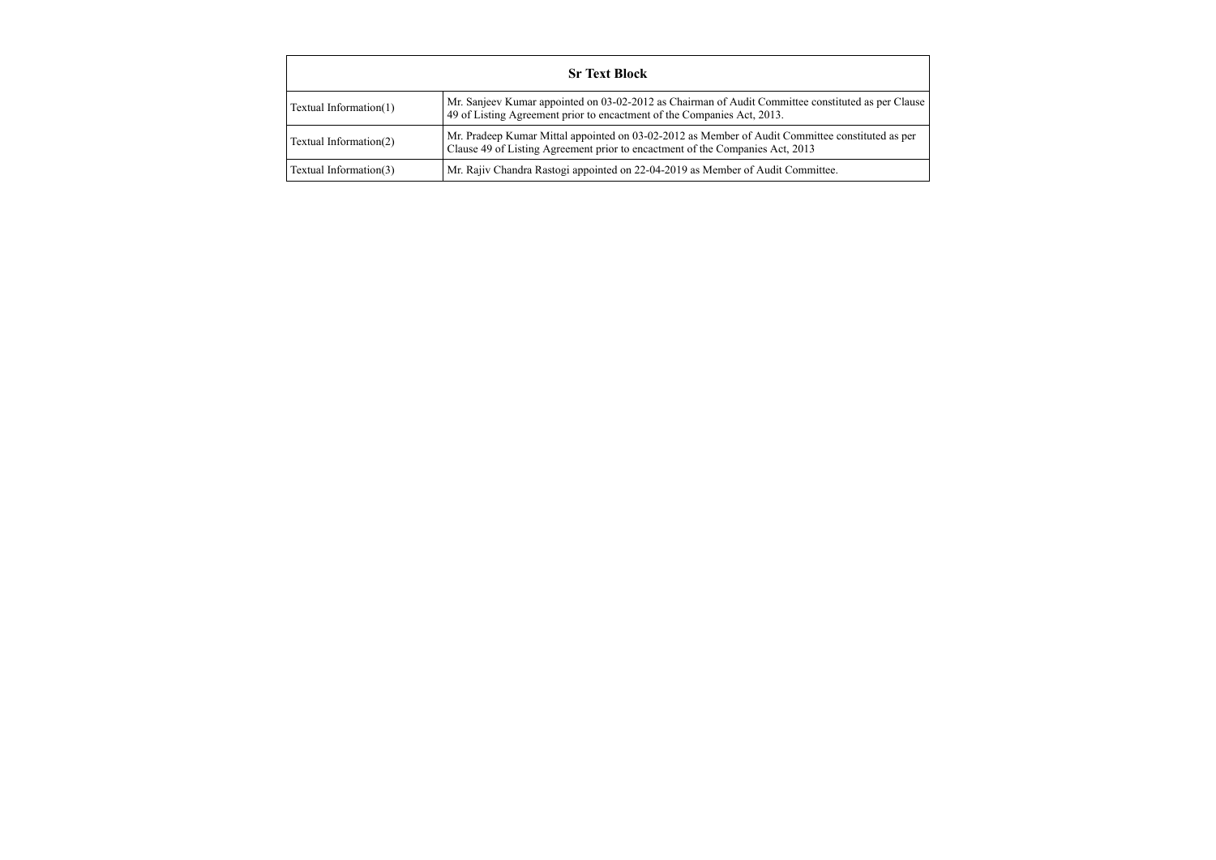| Sr Text Block | |
| --- | --- |
| Textual Information(1) | Mr. Sanjeev Kumar appointed on 03-02-2012 as Chairman of Audit Committee constituted as per Clause 49 of Listing Agreement prior to encactment of the Companies Act, 2013. |
| Textual Information(2) | Mr. Pradeep Kumar Mittal appointed on 03-02-2012 as Member of Audit Committee constituted as per Clause 49 of Listing Agreement prior to encactment of the Companies Act, 2013 |
| Textual Information(3) | Mr. Rajiv Chandra Rastogi appointed on 22-04-2019 as Member of Audit Committee. |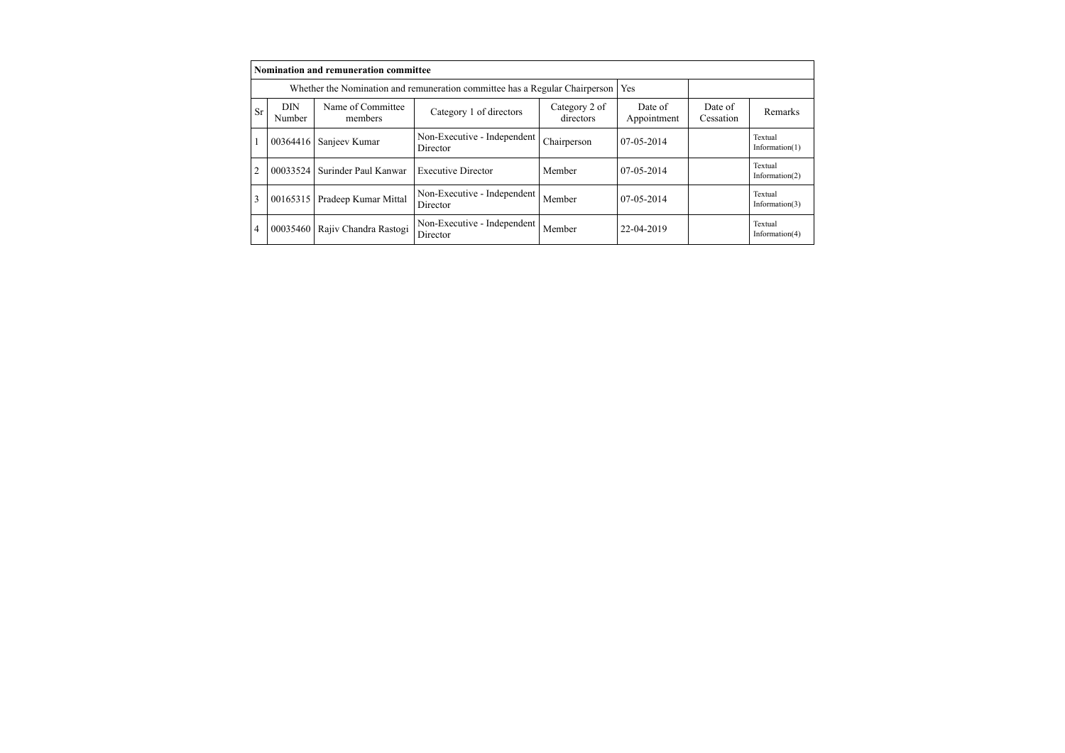| Nomination and remuneration committee | | | | | | | |
|---|---|---|---|---|---|---|---|
| Whether the Nomination and remuneration committee has a Regular Chairperson | | | | | Yes | | |
| Sr | DIN Number | Name of Committee members | Category 1 of directors | Category 2 of directors | Date of Appointment | Date of Cessation | Remarks |
| 1 | 00364416 | Sanjeev Kumar | Non-Executive - Independent Director | Chairperson | 07-05-2014 | | Textual Information(1) |
| 2 | 00033524 | Surinder Paul Kanwar | Executive Director | Member | 07-05-2014 | | Textual Information(2) |
| 3 | 00165315 | Pradeep Kumar Mittal | Non-Executive - Independent Director | Member | 07-05-2014 | | Textual Information(3) |
| 4 | 00035460 | Rajiv Chandra Rastogi | Non-Executive - Independent Director | Member | 22-04-2019 | | Textual Information(4) |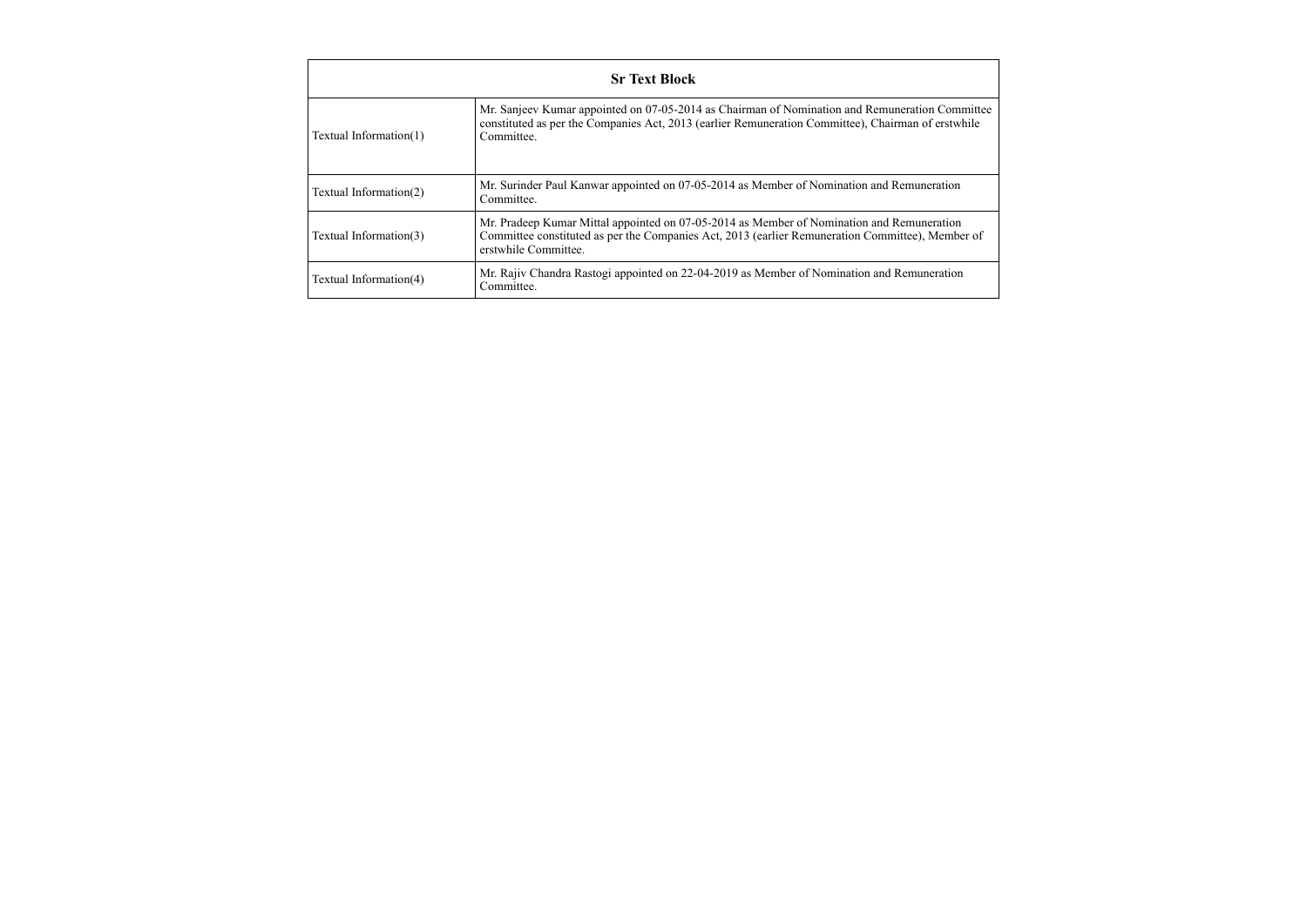| Sr Text Block | |
|---|---|
| Textual Information(1) | Mr. Sanjeev Kumar appointed on 07-05-2014 as Chairman of Nomination and Remuneration Committee constituted as per the Companies Act, 2013 (earlier Remuneration Committee), Chairman of erstwhile Committee. |
| Textual Information(2) | Mr. Surinder Paul Kanwar appointed on 07-05-2014 as Member of Nomination and Remuneration Committee. |
| Textual Information(3) | Mr. Pradeep Kumar Mittal appointed on 07-05-2014 as Member of Nomination and Remuneration Committee constituted as per the Companies Act, 2013 (earlier Remuneration Committee), Member of erstwhile Committee. |
| Textual Information(4) | Mr. Rajiv Chandra Rastogi appointed on 22-04-2019 as Member of Nomination and Remuneration Committee. |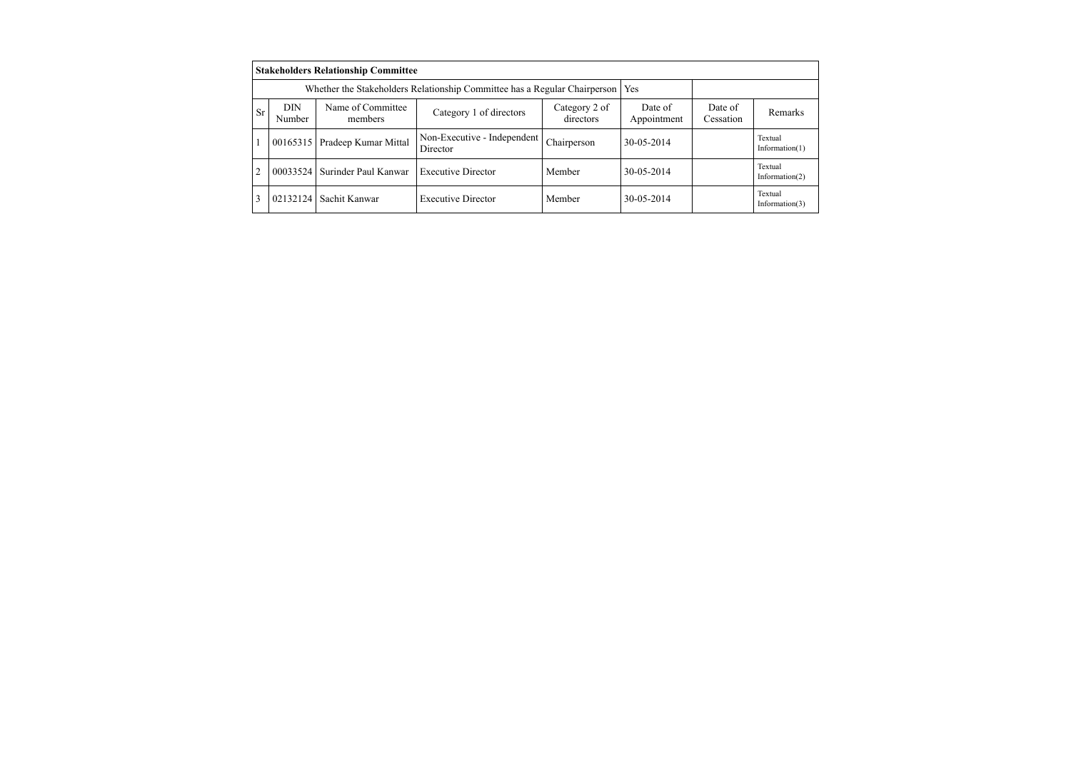| **Stakeholders Relationship Committee** | | | | | | | |
|---|---|---|---|---|---|---|---|
| Whether the Stakeholders Relationship Committee has a Regular Chairperson | | | | | Yes | | |
| Sr | DIN Number | Name of Committee members | Category 1 of directors | Category 2 of directors | Date of Appointment | Date of Cessation | Remarks |
| 1 | 00165315 | Pradeep Kumar Mittal | Non-Executive - Independent Director | Chairperson | 30-05-2014 | | Textual Information(1) |
| 2 | 00033524 | Surinder Paul Kanwar | Executive Director | Member | 30-05-2014 | | Textual Information(2) |
| 3 | 02132124 | Sachit Kanwar | Executive Director | Member | 30-05-2014 | | Textual Information(3) |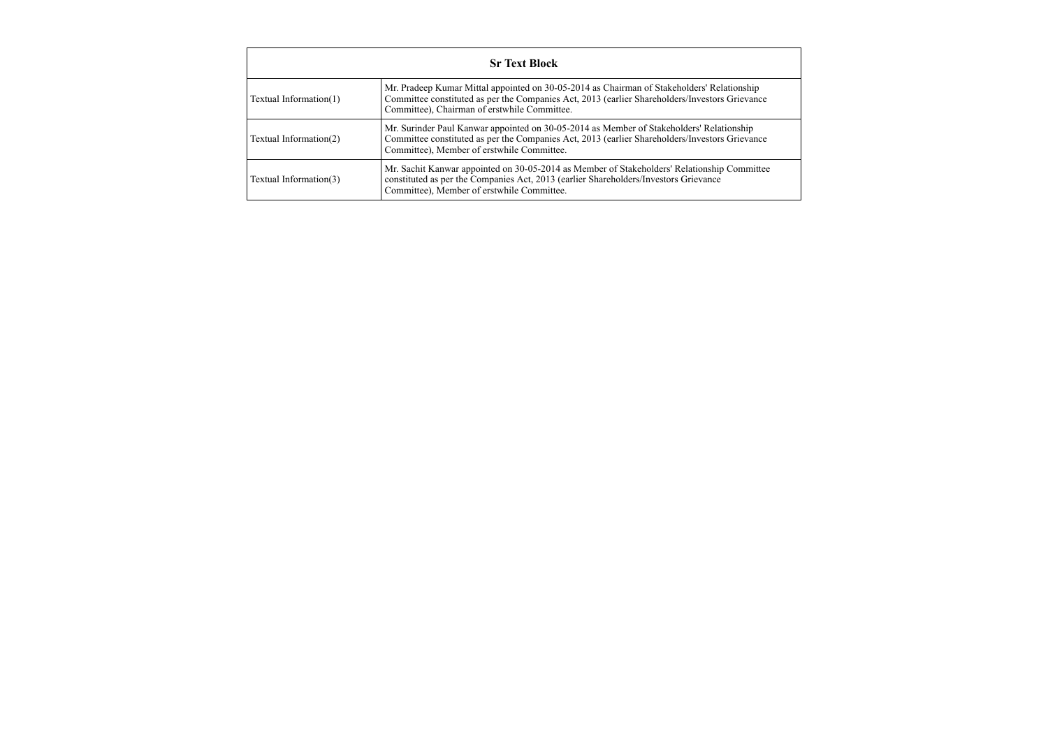| Sr Text Block | |
|---|---|
| Textual Information(1) | Mr. Pradeep Kumar Mittal appointed on 30-05-2014 as Chairman of Stakeholders' Relationship Committee constituted as per the Companies Act, 2013 (earlier Shareholders/Investors Grievance Committee), Chairman of erstwhile Committee. |
| Textual Information(2) | Mr. Surinder Paul Kanwar appointed on 30-05-2014 as Member of Stakeholders' Relationship Committee constituted as per the Companies Act, 2013 (earlier Shareholders/Investors Grievance Committee), Member of erstwhile Committee. |
| Textual Information(3) | Mr. Sachit Kanwar appointed on 30-05-2014 as Member of Stakeholders' Relationship Committee constituted as per the Companies Act, 2013 (earlier Shareholders/Investors Grievance Committee), Member of erstwhile Committee. |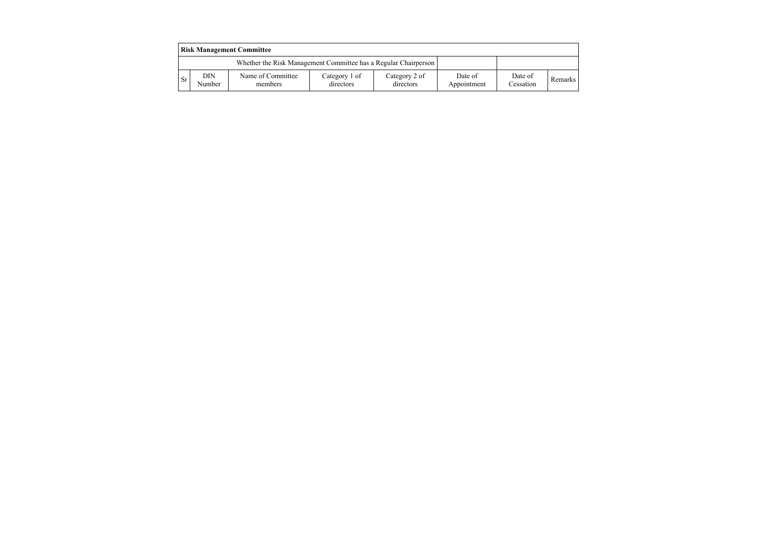| **Risk Management Committee** | | | | | | | |
|---|---|---|---|---|---|---|---|
| Whether the Risk Management Committee has a Regular Chairperson | | | | | | | |
| Sr | DIN Number | Name of Committee members | Category 1 of directors | Category 2 of directors | Date of Appointment | Date of Cessation | Remarks |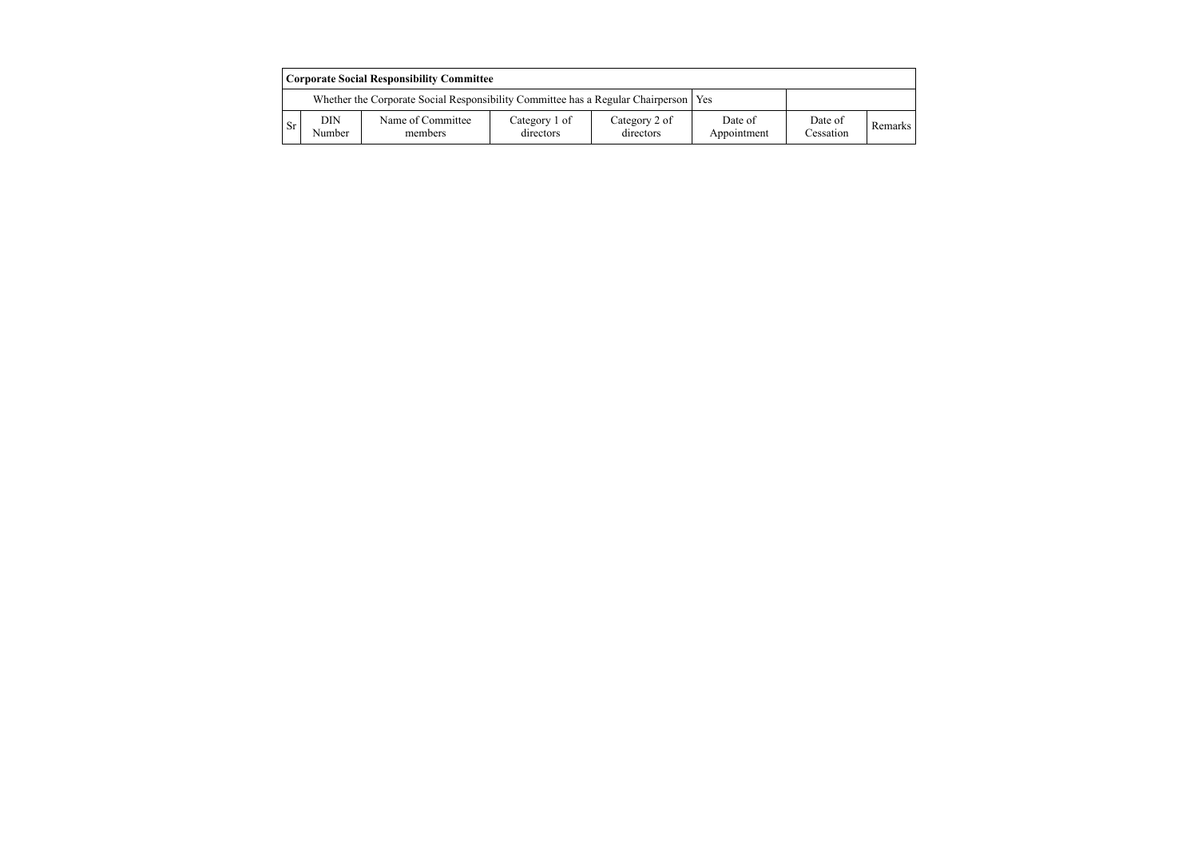| Corporate Social Responsibility Committee | | | | | | | |
|---|---|---|---|---|---|---|---|
| | Whether the Corporate Social Responsibility Committee has a Regular Chairperson | | | | Yes | | |
| Sr | DIN Number | Name of Committee members | Category 1 of directors | Category 2 of directors | Date of Appointment | Date of Cessation | Remarks |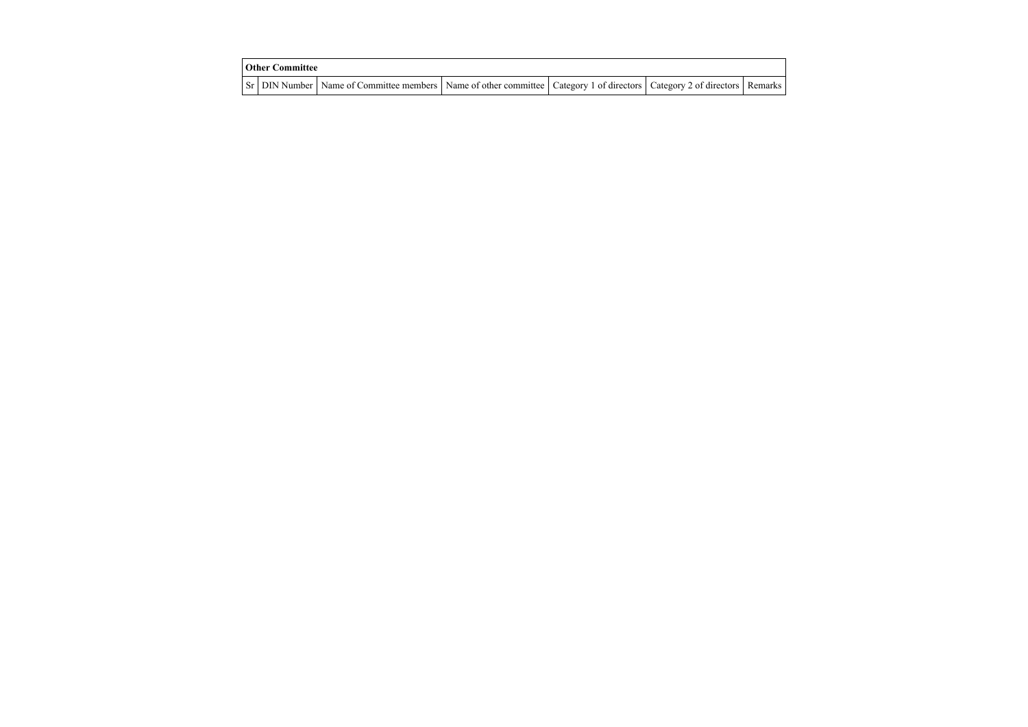| Other Committee | | | | | | |
|---|---|---|---|---|---|---|
| Sr | DIN Number | Name of Committee members | Name of other committee | Category 1 of directors | Category 2 of directors | Remarks |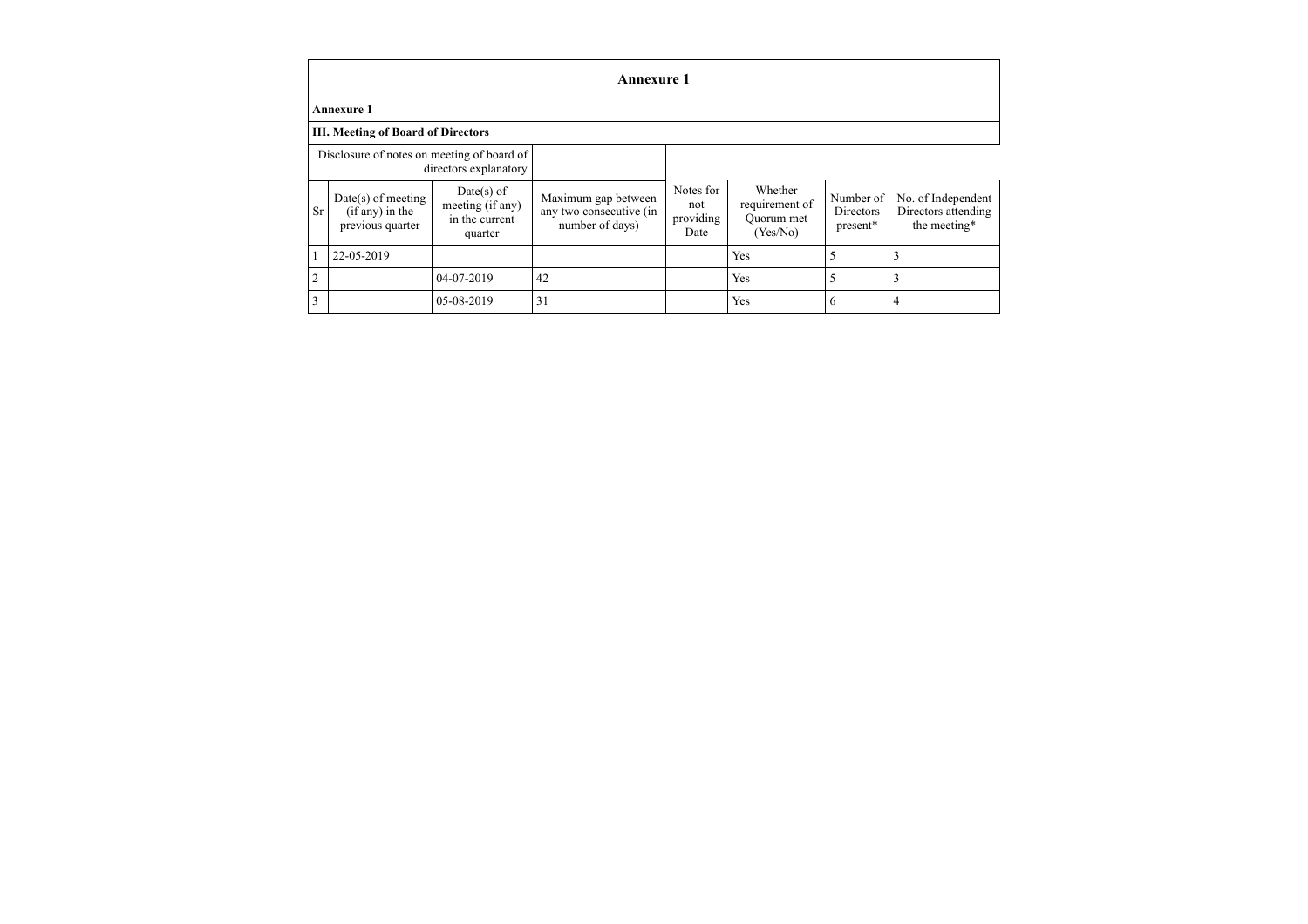# Annexure 1

**Annexure 1**

**III. Meeting of Board of Directors**

| Disclosure of notes on meeting of board of directors explanatory | | | | | | | |
|---|---|---|---|---|---|---|---|
| Sr | Date(s) of meeting (if any) in the previous quarter | Date(s) of meeting (if any) in the current quarter | Maximum gap between any two consecutive (in number of days) | Notes for not providing Date | Whether requirement of Quorum met (Yes/No) | Number of Directors present* | No. of Independent Directors attending the meeting* |
| 1 | 22-05-2019 | | | | Yes | 5 | 3 |
| 2 | | 04-07-2019 | 42 | | Yes | 5 | 3 |
| 3 | | 05-08-2019 | 31 | | Yes | 6 | 4 |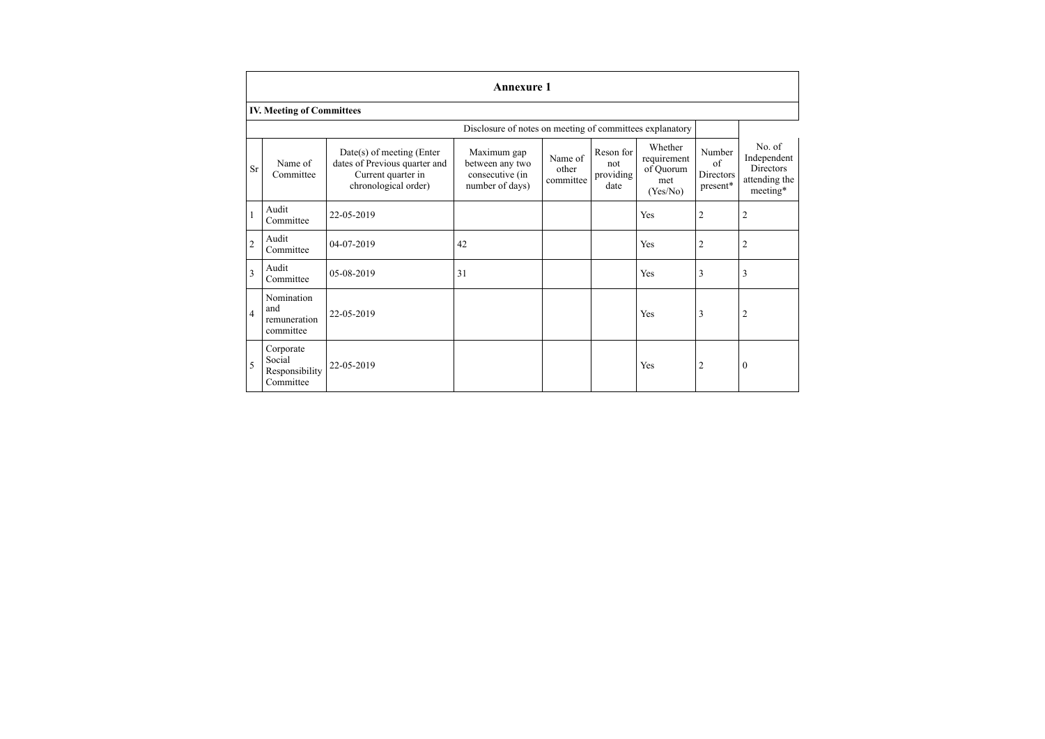## Annexure 1

### IV. Meeting of Committees

Disclosure of notes on meeting of committees explanatory

| Sr | Name of Committee | Date(s) of meeting (Enter dates of Previous quarter and Current quarter in chronological order) | Maximum gap between any two consecutive (in number of days) | Name of other committee | Reson for not providing date | Whether requirement of Quorum met (Yes/No) | Number of Directors present* | No. of Independent Directors attending the meeting* |
|---|---|---|---|---|---|---|---|---|
| 1 | Audit Committee | 22-05-2019 | | | | Yes | 2 | 2 |
| 2 | Audit Committee | 04-07-2019 | 42 | | | Yes | 2 | 2 |
| 3 | Audit Committee | 05-08-2019 | 31 | | | Yes | 3 | 3 |
| 4 | Nomination and remuneration committee | 22-05-2019 | | | | Yes | 3 | 2 |
| 5 | Corporate Social Responsibility Committee | 22-05-2019 | | | | Yes | 2 | 0 |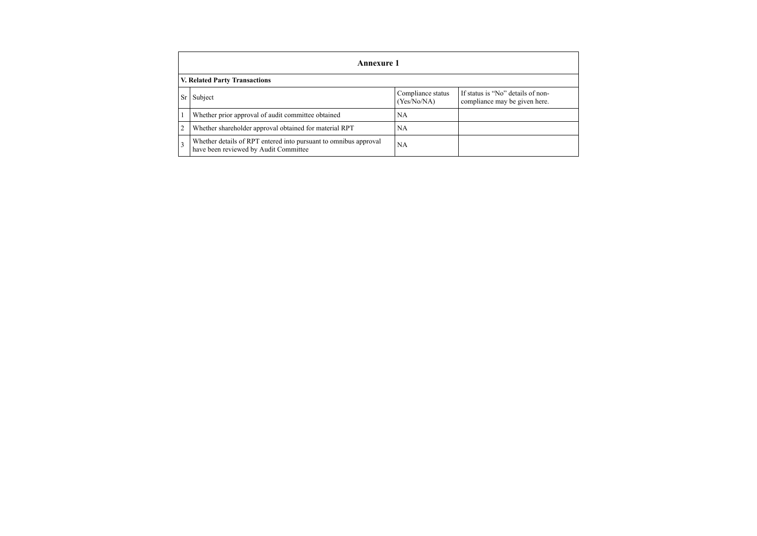# Annexure 1

## V. Related Party Transactions

| Sr | Subject | Compliance status (Yes/No/NA) | If status is "No" details of non-compliance may be given here. |
|---|---|---|---|
| 1 | Whether prior approval of audit committee obtained | NA | |
| 2 | Whether shareholder approval obtained for material RPT | NA | |
| 3 | Whether details of RPT entered into pursuant to omnibus approval have been reviewed by Audit Committee | NA | |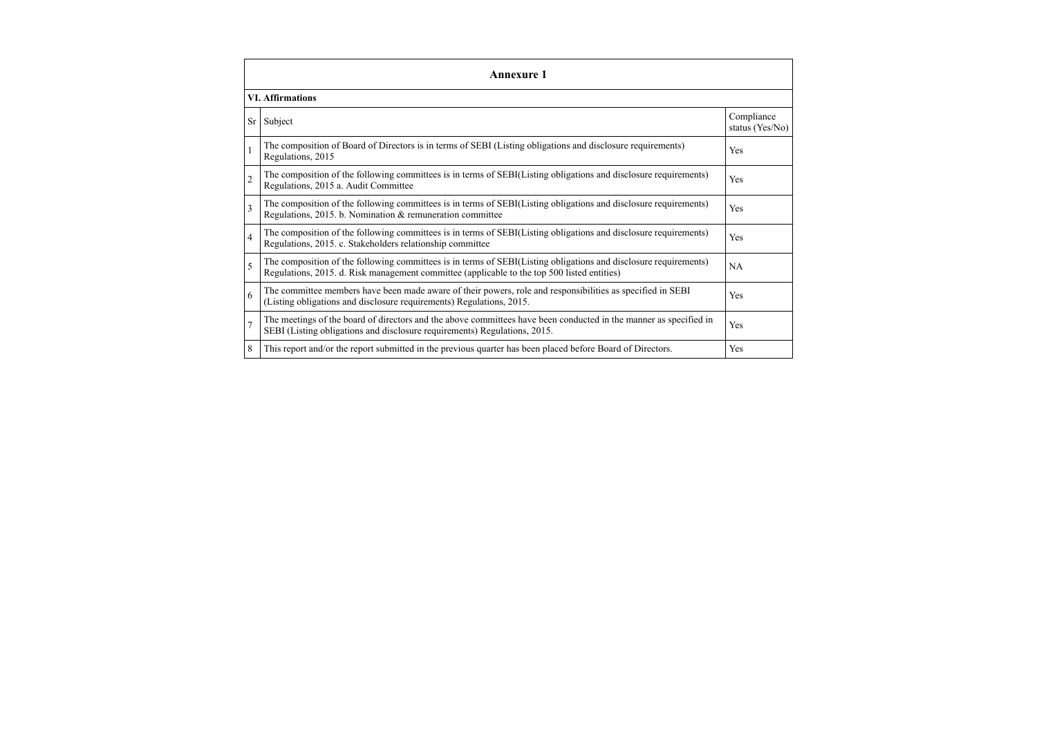## Annexure 1

### VI. Affirmations

| Sr | Subject | Compliance status (Yes/No) |
|---|---|---|
| 1 | The composition of Board of Directors is in terms of SEBI (Listing obligations and disclosure requirements) Regulations, 2015 | Yes |
| 2 | The composition of the following committees is in terms of SEBI(Listing obligations and disclosure requirements) Regulations, 2015 a. Audit Committee | Yes |
| 3 | The composition of the following committees is in terms of SEBI(Listing obligations and disclosure requirements) Regulations, 2015. b. Nomination & remuneration committee | Yes |
| 4 | The composition of the following committees is in terms of SEBI(Listing obligations and disclosure requirements) Regulations, 2015. c. Stakeholders relationship committee | Yes |
| 5 | The composition of the following committees is in terms of SEBI(Listing obligations and disclosure requirements) Regulations, 2015. d. Risk management committee (applicable to the top 500 listed entities) | NA |
| 6 | The committee members have been made aware of their powers, role and responsibilities as specified in SEBI (Listing obligations and disclosure requirements) Regulations, 2015. | Yes |
| 7 | The meetings of the board of directors and the above committees have been conducted in the manner as specified in SEBI (Listing obligations and disclosure requirements) Regulations, 2015. | Yes |
| 8 | This report and/or the report submitted in the previous quarter has been placed before Board of Directors. | Yes |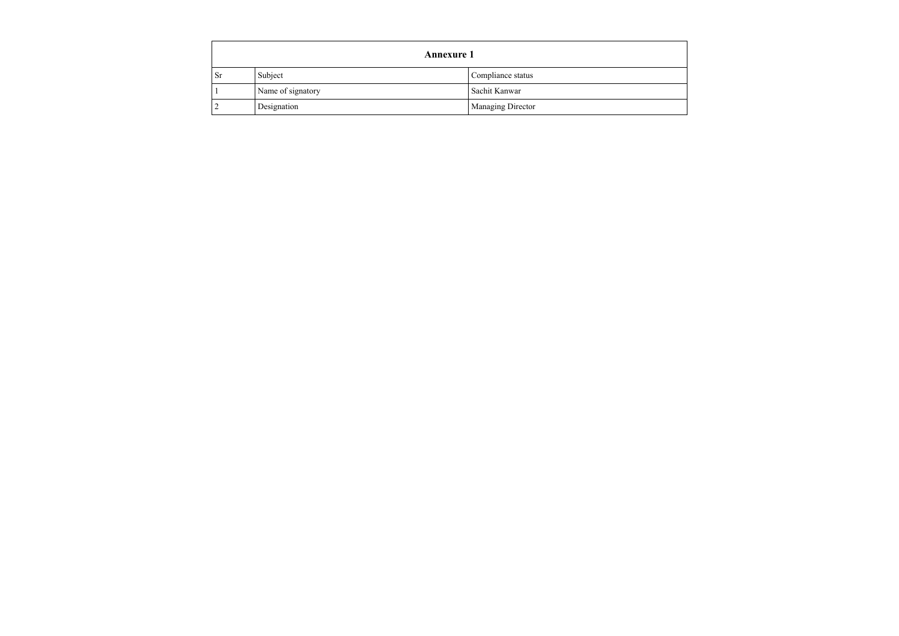| Annexure 1 | | |
|---|---|---|
| Sr | Subject | Compliance status |
| 1 | Name of signatory | Sachit Kanwar |
| 2 | Designation | Managing Director |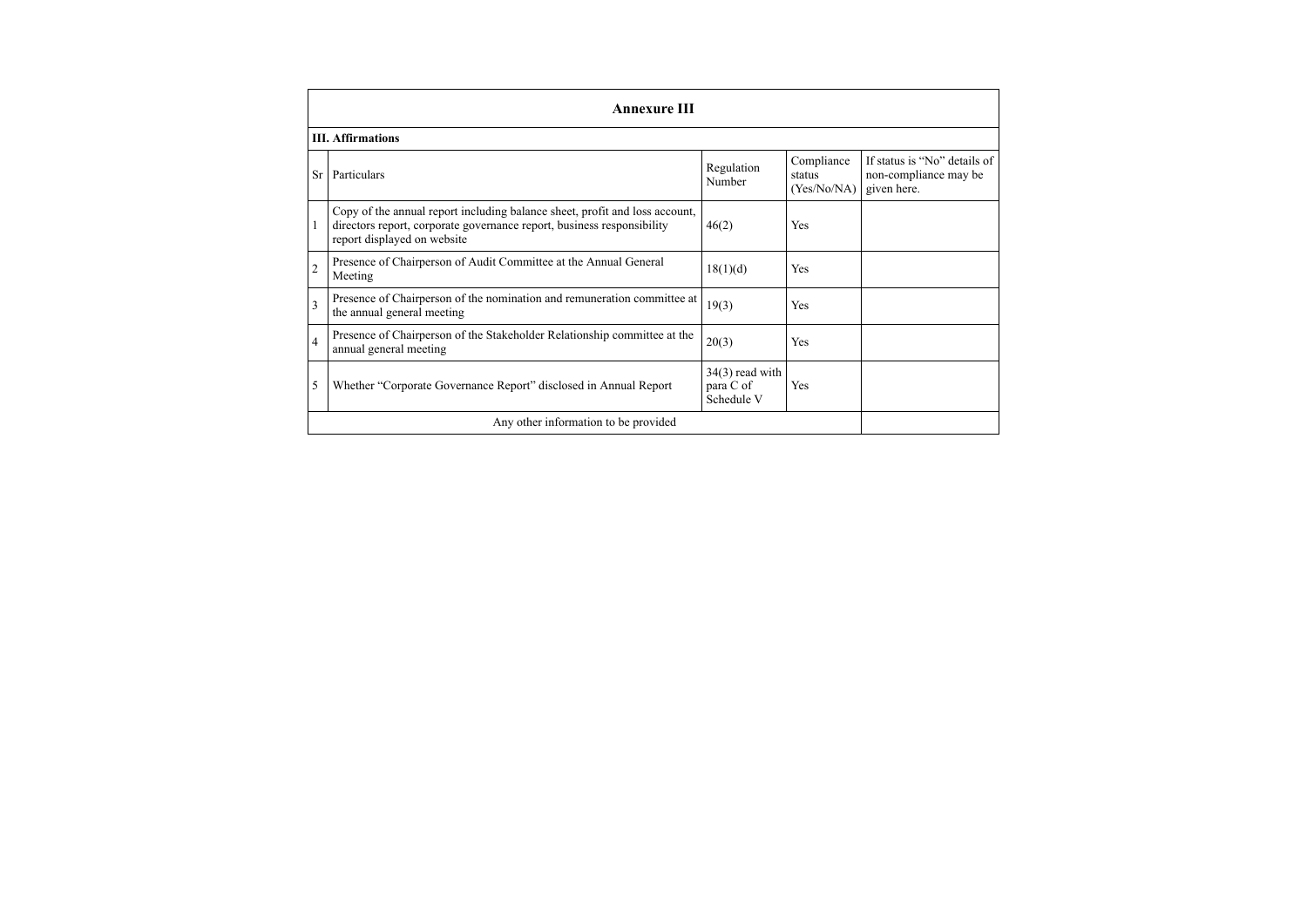# Annexure III

**III. Affirmations**

| Sr | Particulars | Regulation Number | Compliance status (Yes/No/NA) | If status is "No" details of non-compliance may be given here. |
|---|---|---|---|---|
| 1 | Copy of the annual report including balance sheet, profit and loss account, directors report, corporate governance report, business responsibility report displayed on website | 46(2) | Yes | |
| 2 | Presence of Chairperson of Audit Committee at the Annual General Meeting | 18(1)(d) | Yes | |
| 3 | Presence of Chairperson of the nomination and remuneration committee at the annual general meeting | 19(3) | Yes | |
| 4 | Presence of Chairperson of the Stakeholder Relationship committee at the annual general meeting | 20(3) | Yes | |
| 5 | Whether "Corporate Governance Report" disclosed in Annual Report | 34(3) read with para C of Schedule V | Yes | |
| | Any other information to be provided | | | |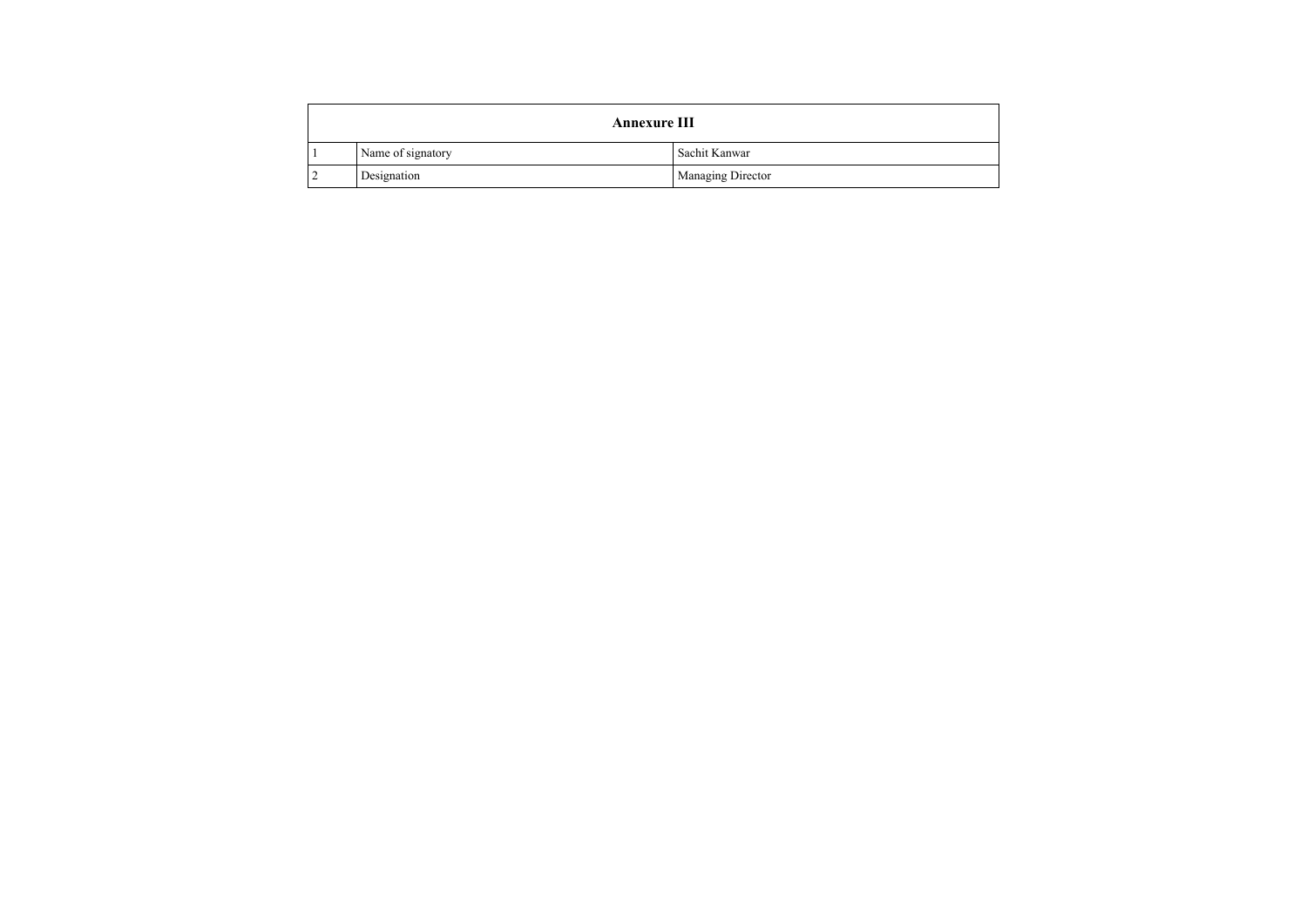| Annexure III | | |
|---|---|---|
| 1 | Name of signatory | Sachit Kanwar |
| 2 | Designation | Managing Director |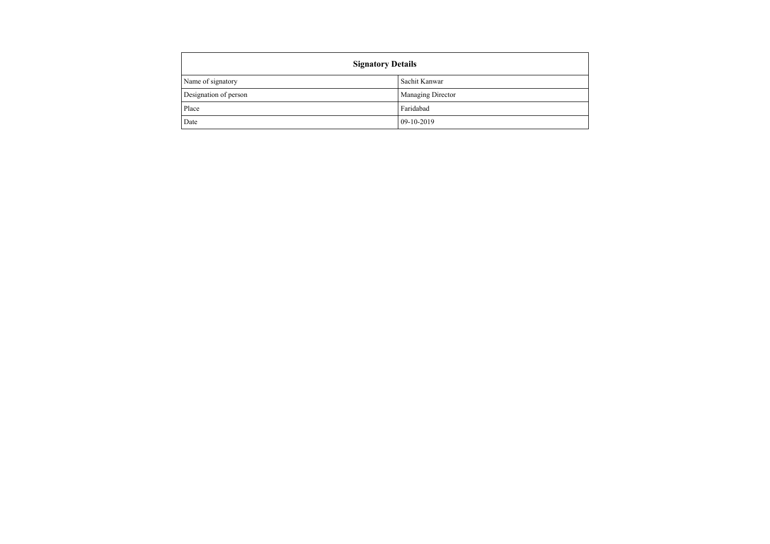| Signatory Details | |
|---|---|
| Name of signatory | Sachit Kanwar |
| Designation of person | Managing Director |
| Place | Faridabad |
| Date | 09-10-2019 |